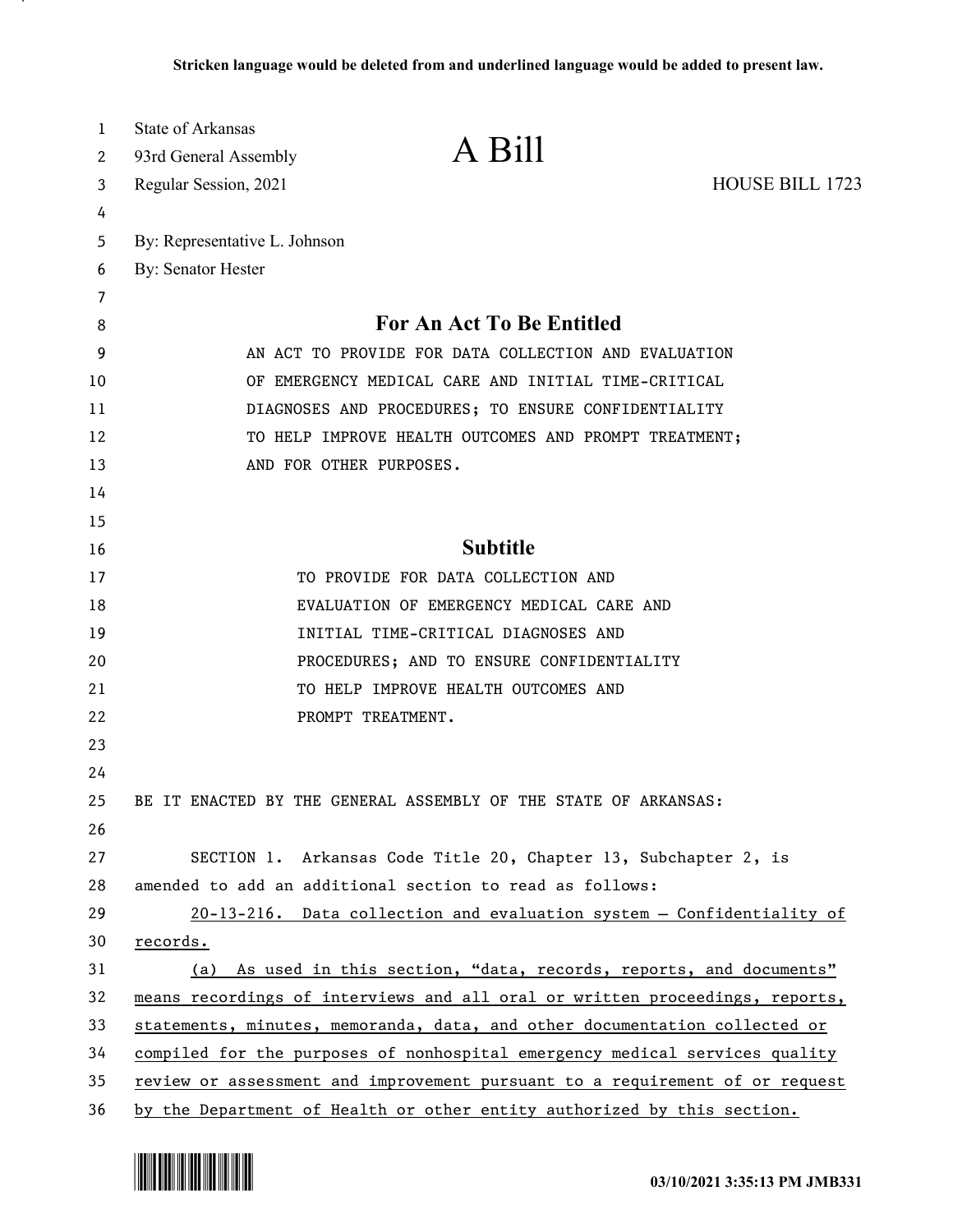**Stricken language would be deleted from and underlined language would be added to present law.**

State of Arkansas
93rd General Assembly
Regular Session, 2021

# A Bill

HOUSE BILL 1723

By: Representative L. Johnson
By: Senator Hester

## For An Act To Be Entitled

AN ACT TO PROVIDE FOR DATA COLLECTION AND EVALUATION OF EMERGENCY MEDICAL CARE AND INITIAL TIME-CRITICAL DIAGNOSES AND PROCEDURES; TO ENSURE CONFIDENTIALITY TO HELP IMPROVE HEALTH OUTCOMES AND PROMPT TREATMENT; AND FOR OTHER PURPOSES.

## Subtitle

TO PROVIDE FOR DATA COLLECTION AND EVALUATION OF EMERGENCY MEDICAL CARE AND INITIAL TIME-CRITICAL DIAGNOSES AND PROCEDURES; AND TO ENSURE CONFIDENTIALITY TO HELP IMPROVE HEALTH OUTCOMES AND PROMPT TREATMENT.

BE IT ENACTED BY THE GENERAL ASSEMBLY OF THE STATE OF ARKANSAS:

SECTION 1. Arkansas Code Title 20, Chapter 13, Subchapter 2, is amended to add an additional section to read as follows:

<u>20-13-216. Data collection and evaluation system — Confidentiality of records.</u>

<u>(a) As used in this section, "data, records, reports, and documents" means recordings of interviews and all oral or written proceedings, reports, statements, minutes, memoranda, data, and other documentation collected or compiled for the purposes of nonhospital emergency medical services quality review or assessment and improvement pursuant to a requirement of or request by the Department of Health or other entity authorized by this section.</u>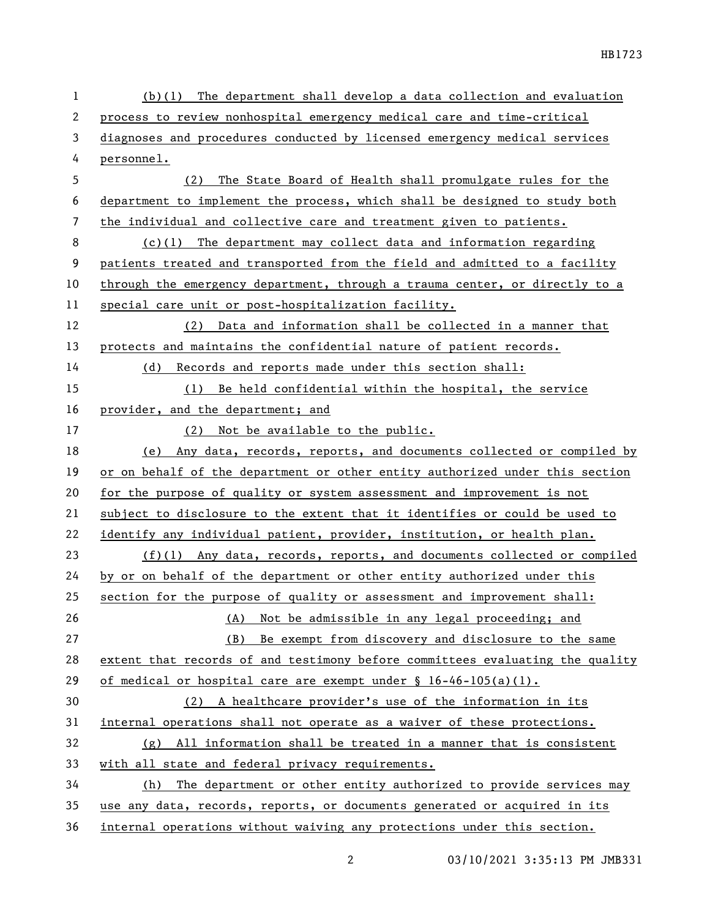(b)(1) The department shall develop a data collection and evaluation process to review nonhospital emergency medical care and time-critical diagnoses and procedures conducted by licensed emergency medical services personnel.

(2) The State Board of Health shall promulgate rules for the department to implement the process, which shall be designed to study both the individual and collective care and treatment given to patients.

(c)(1) The department may collect data and information regarding patients treated and transported from the field and admitted to a facility through the emergency department, through a trauma center, or directly to a special care unit or post-hospitalization facility.

(2) Data and information shall be collected in a manner that protects and maintains the confidential nature of patient records.

(d) Records and reports made under this section shall:

(1) Be held confidential within the hospital, the service provider, and the department; and

(2) Not be available to the public.

(e) Any data, records, reports, and documents collected or compiled by or on behalf of the department or other entity authorized under this section for the purpose of quality or system assessment and improvement is not subject to disclosure to the extent that it identifies or could be used to identify any individual patient, provider, institution, or health plan.

(f)(1) Any data, records, reports, and documents collected or compiled by or on behalf of the department or other entity authorized under this section for the purpose of quality or assessment and improvement shall:

(A) Not be admissible in any legal proceeding; and

(B) Be exempt from discovery and disclosure to the same extent that records of and testimony before committees evaluating the quality of medical or hospital care are exempt under § 16-46-105(a)(1).

(2) A healthcare provider's use of the information in its internal operations shall not operate as a waiver of these protections.

(g) All information shall be treated in a manner that is consistent with all state and federal privacy requirements.

(h) The department or other entity authorized to provide services may use any data, records, reports, or documents generated or acquired in its internal operations without waiving any protections under this section.